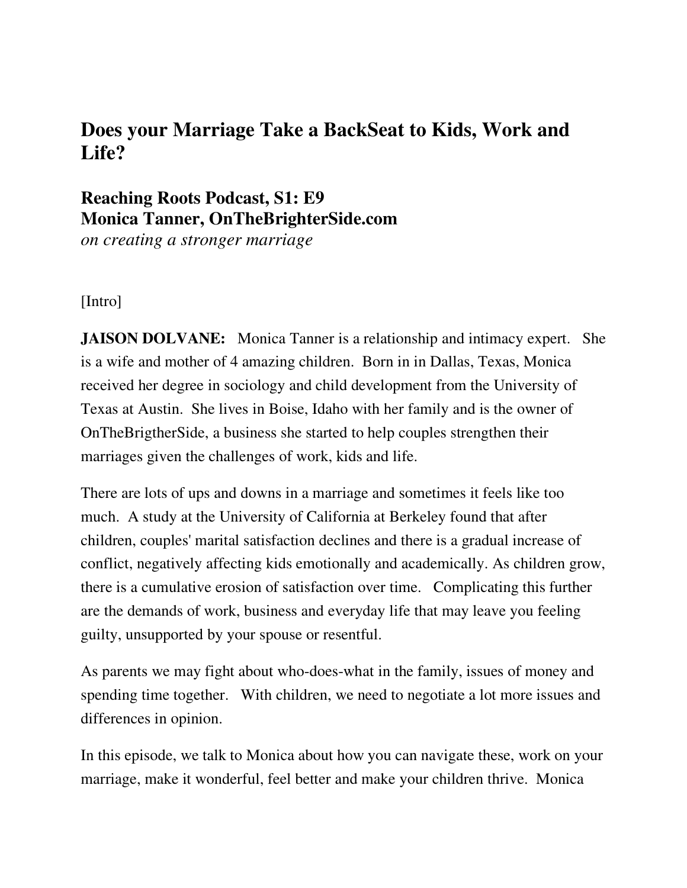# Does your Marriage Take a BackSeat to Kids, Work and Life?

## Reaching Roots Podcast, S1: E9
## Monica Tanner, OnTheBrighterSide.com

*on creating a stronger marriage*

[Intro]

**JAISON DOLVANE:** Monica Tanner is a relationship and intimacy expert. She is a wife and mother of 4 amazing children. Born in in Dallas, Texas, Monica received her degree in sociology and child development from the University of Texas at Austin. She lives in Boise, Idaho with her family and is the owner of OnTheBrigtherSide, a business she started to help couples strengthen their marriages given the challenges of work, kids and life.

There are lots of ups and downs in a marriage and sometimes it feels like too much. A study at the University of California at Berkeley found that after children, couples' marital satisfaction declines and there is a gradual increase of conflict, negatively affecting kids emotionally and academically. As children grow, there is a cumulative erosion of satisfaction over time. Complicating this further are the demands of work, business and everyday life that may leave you feeling guilty, unsupported by your spouse or resentful.

As parents we may fight about who-does-what in the family, issues of money and spending time together. With children, we need to negotiate a lot more issues and differences in opinion.

In this episode, we talk to Monica about how you can navigate these, work on your marriage, make it wonderful, feel better and make your children thrive. Monica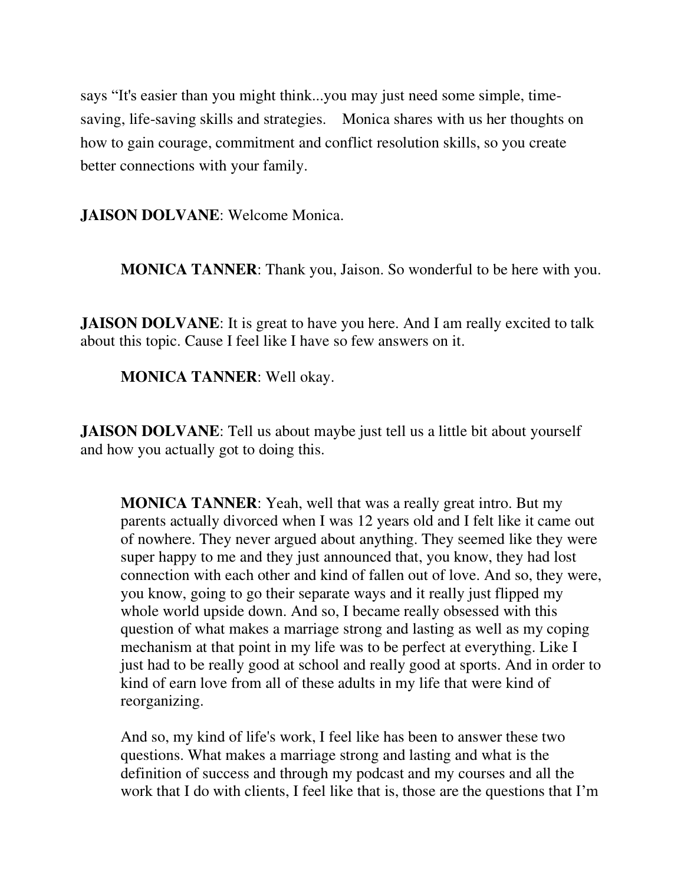says “It's easier than you might think...you may just need some simple, time-saving, life-saving skills and strategies.    Monica shares with us her thoughts on how to gain courage, commitment and conflict resolution skills, so you create better connections with your family.

**JAISON DOLVANE**: Welcome Monica.

> **MONICA TANNER**: Thank you, Jaison. So wonderful to be here with you.

**JAISON DOLVANE**: It is great to have you here. And I am really excited to talk about this topic. Cause I feel like I have so few answers on it.

> **MONICA TANNER**: Well okay.

**JAISON DOLVANE**: Tell us about maybe just tell us a little bit about yourself and how you actually got to doing this.

> **MONICA TANNER**: Yeah, well that was a really great intro. But my parents actually divorced when I was 12 years old and I felt like it came out of nowhere. They never argued about anything. They seemed like they were super happy to me and they just announced that, you know, they had lost connection with each other and kind of fallen out of love. And so, they were, you know, going to go their separate ways and it really just flipped my whole world upside down. And so, I became really obsessed with this question of what makes a marriage strong and lasting as well as my coping mechanism at that point in my life was to be perfect at everything. Like I just had to be really good at school and really good at sports. And in order to kind of earn love from all of these adults in my life that were kind of reorganizing.
>
> And so, my kind of life's work, I feel like has been to answer these two questions. What makes a marriage strong and lasting and what is the definition of success and through my podcast and my courses and all the work that I do with clients, I feel like that is, those are the questions that I’m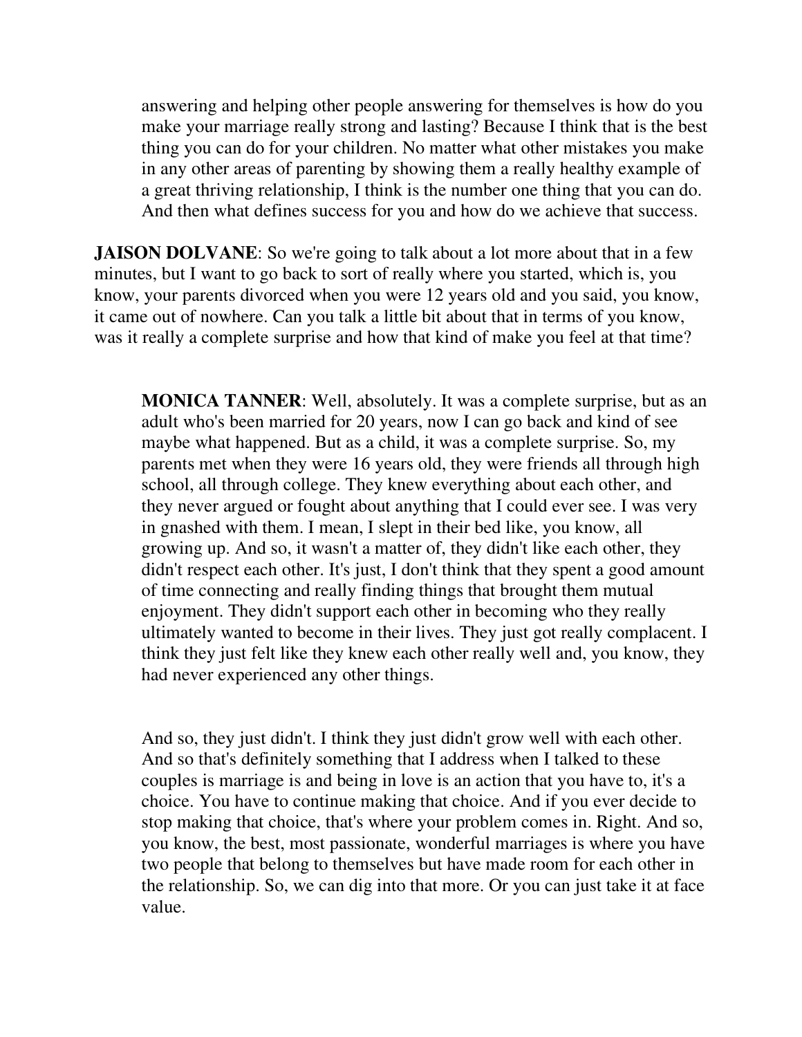answering and helping other people answering for themselves is how do you make your marriage really strong and lasting? Because I think that is the best thing you can do for your children. No matter what other mistakes you make in any other areas of parenting by showing them a really healthy example of a great thriving relationship, I think is the number one thing that you can do. And then what defines success for you and how do we achieve that success.

**JAISON DOLVANE**: So we're going to talk about a lot more about that in a few minutes, but I want to go back to sort of really where you started, which is, you know, your parents divorced when you were 12 years old and you said, you know, it came out of nowhere. Can you talk a little bit about that in terms of you know, was it really a complete surprise and how that kind of make you feel at that time?

**MONICA TANNER**: Well, absolutely. It was a complete surprise, but as an adult who's been married for 20 years, now I can go back and kind of see maybe what happened. But as a child, it was a complete surprise. So, my parents met when they were 16 years old, they were friends all through high school, all through college. They knew everything about each other, and they never argued or fought about anything that I could ever see. I was very in gnashed with them. I mean, I slept in their bed like, you know, all growing up. And so, it wasn't a matter of, they didn't like each other, they didn't respect each other. It's just, I don't think that they spent a good amount of time connecting and really finding things that brought them mutual enjoyment. They didn't support each other in becoming who they really ultimately wanted to become in their lives. They just got really complacent. I think they just felt like they knew each other really well and, you know, they had never experienced any other things.

And so, they just didn't. I think they just didn't grow well with each other. And so that's definitely something that I address when I talked to these couples is marriage is and being in love is an action that you have to, it's a choice. You have to continue making that choice. And if you ever decide to stop making that choice, that's where your problem comes in. Right. And so, you know, the best, most passionate, wonderful marriages is where you have two people that belong to themselves but have made room for each other in the relationship. So, we can dig into that more. Or you can just take it at face value.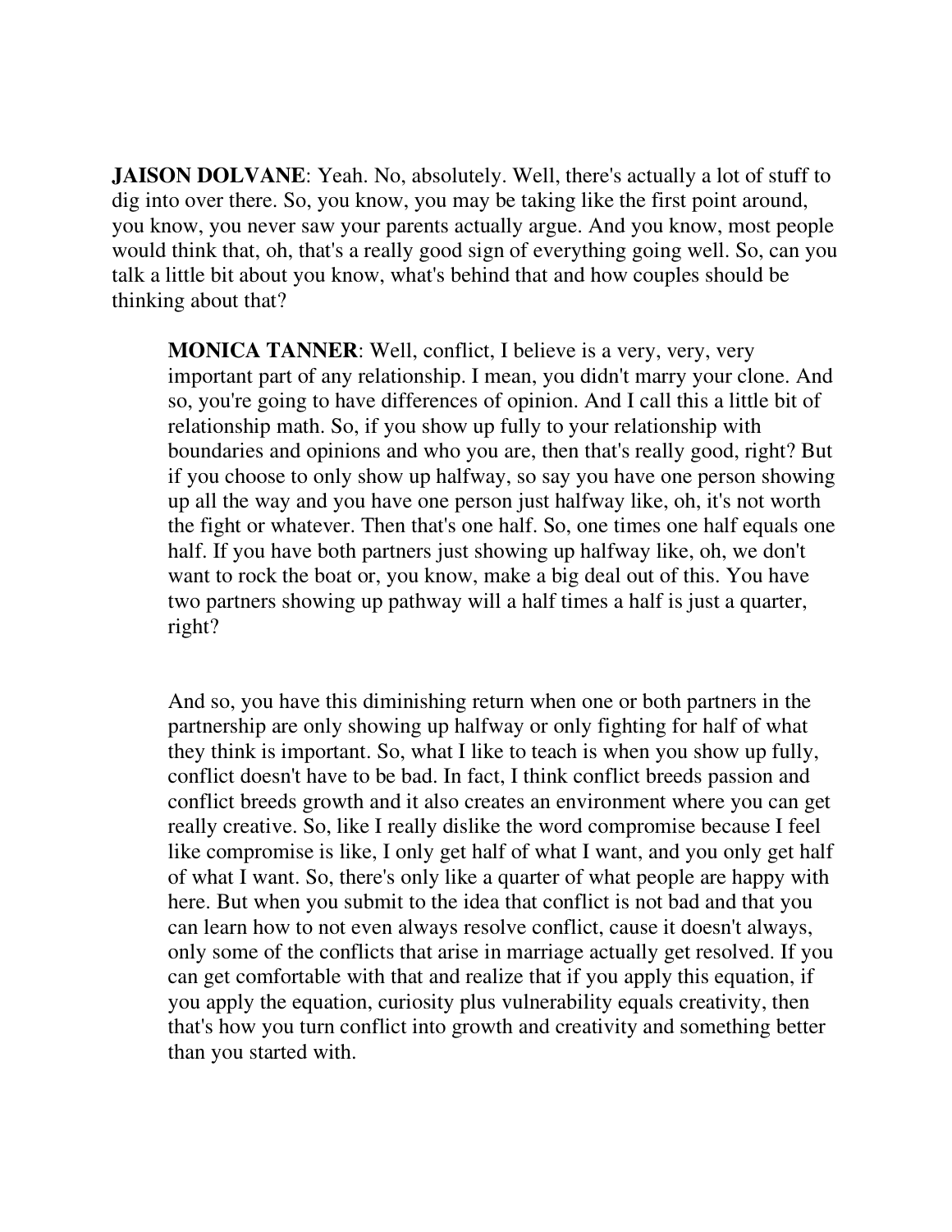**JAISON DOLVANE**: Yeah. No, absolutely. Well, there's actually a lot of stuff to dig into over there. So, you know, you may be taking like the first point around, you know, you never saw your parents actually argue. And you know, most people would think that, oh, that's a really good sign of everything going well. So, can you talk a little bit about you know, what's behind that and how couples should be thinking about that?

> **MONICA TANNER**: Well, conflict, I believe is a very, very, very important part of any relationship. I mean, you didn't marry your clone. And so, you're going to have differences of opinion. And I call this a little bit of relationship math. So, if you show up fully to your relationship with boundaries and opinions and who you are, then that's really good, right? But if you choose to only show up halfway, so say you have one person showing up all the way and you have one person just halfway like, oh, it's not worth the fight or whatever. Then that's one half. So, one times one half equals one half. If you have both partners just showing up halfway like, oh, we don't want to rock the boat or, you know, make a big deal out of this. You have two partners showing up pathway will a half times a half is just a quarter, right?
>
> And so, you have this diminishing return when one or both partners in the partnership are only showing up halfway or only fighting for half of what they think is important. So, what I like to teach is when you show up fully, conflict doesn't have to be bad. In fact, I think conflict breeds passion and conflict breeds growth and it also creates an environment where you can get really creative. So, like I really dislike the word compromise because I feel like compromise is like, I only get half of what I want, and you only get half of what I want. So, there's only like a quarter of what people are happy with here. But when you submit to the idea that conflict is not bad and that you can learn how to not even always resolve conflict, cause it doesn't always, only some of the conflicts that arise in marriage actually get resolved. If you can get comfortable with that and realize that if you apply this equation, if you apply the equation, curiosity plus vulnerability equals creativity, then that's how you turn conflict into growth and creativity and something better than you started with.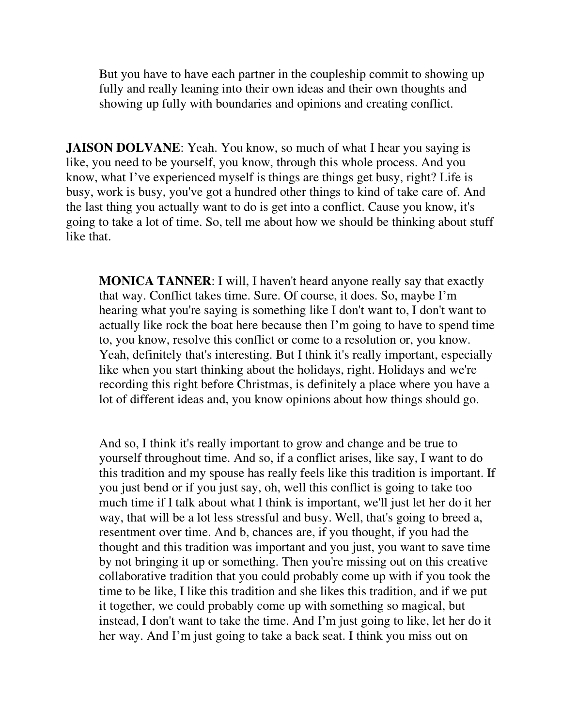But you have to have each partner in the coupleship commit to showing up fully and really leaning into their own ideas and their own thoughts and showing up fully with boundaries and opinions and creating conflict.

**JAISON DOLVANE**: Yeah. You know, so much of what I hear you saying is like, you need to be yourself, you know, through this whole process. And you know, what I've experienced myself is things are things get busy, right? Life is busy, work is busy, you've got a hundred other things to kind of take care of. And the last thing you actually want to do is get into a conflict. Cause you know, it's going to take a lot of time. So, tell me about how we should be thinking about stuff like that.

**MONICA TANNER**: I will, I haven't heard anyone really say that exactly that way. Conflict takes time. Sure. Of course, it does. So, maybe I'm hearing what you're saying is something like I don't want to, I don't want to actually like rock the boat here because then I'm going to have to spend time to, you know, resolve this conflict or come to a resolution or, you know. Yeah, definitely that's interesting. But I think it's really important, especially like when you start thinking about the holidays, right. Holidays and we're recording this right before Christmas, is definitely a place where you have a lot of different ideas and, you know opinions about how things should go.

And so, I think it's really important to grow and change and be true to yourself throughout time. And so, if a conflict arises, like say, I want to do this tradition and my spouse has really feels like this tradition is important. If you just bend or if you just say, oh, well this conflict is going to take too much time if I talk about what I think is important, we'll just let her do it her way, that will be a lot less stressful and busy. Well, that's going to breed a, resentment over time. And b, chances are, if you thought, if you had the thought and this tradition was important and you just, you want to save time by not bringing it up or something. Then you're missing out on this creative collaborative tradition that you could probably come up with if you took the time to be like, I like this tradition and she likes this tradition, and if we put it together, we could probably come up with something so magical, but instead, I don't want to take the time. And I'm just going to like, let her do it her way. And I'm just going to take a back seat. I think you miss out on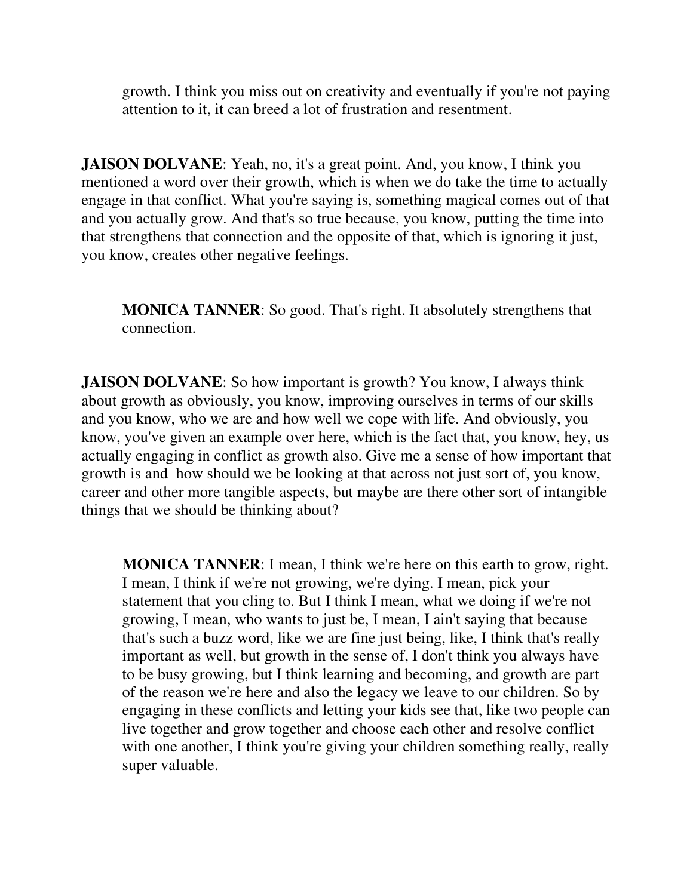growth. I think you miss out on creativity and eventually if you're not paying attention to it, it can breed a lot of frustration and resentment.

**JAISON DOLVANE**: Yeah, no, it's a great point. And, you know, I think you mentioned a word over their growth, which is when we do take the time to actually engage in that conflict. What you're saying is, something magical comes out of that and you actually grow. And that's so true because, you know, putting the time into that strengthens that connection and the opposite of that, which is ignoring it just, you know, creates other negative feelings.

**MONICA TANNER**: So good. That's right. It absolutely strengthens that connection.

**JAISON DOLVANE**: So how important is growth? You know, I always think about growth as obviously, you know, improving ourselves in terms of our skills and you know, who we are and how well we cope with life. And obviously, you know, you've given an example over here, which is the fact that, you know, hey, us actually engaging in conflict as growth also. Give me a sense of how important that growth is and how should we be looking at that across not just sort of, you know, career and other more tangible aspects, but maybe are there other sort of intangible things that we should be thinking about?

**MONICA TANNER**: I mean, I think we're here on this earth to grow, right. I mean, I think if we're not growing, we're dying. I mean, pick your statement that you cling to. But I think I mean, what we doing if we're not growing, I mean, who wants to just be, I mean, I ain't saying that because that's such a buzz word, like we are fine just being, like, I think that's really important as well, but growth in the sense of, I don't think you always have to be busy growing, but I think learning and becoming, and growth are part of the reason we're here and also the legacy we leave to our children. So by engaging in these conflicts and letting your kids see that, like two people can live together and grow together and choose each other and resolve conflict with one another, I think you're giving your children something really, really super valuable.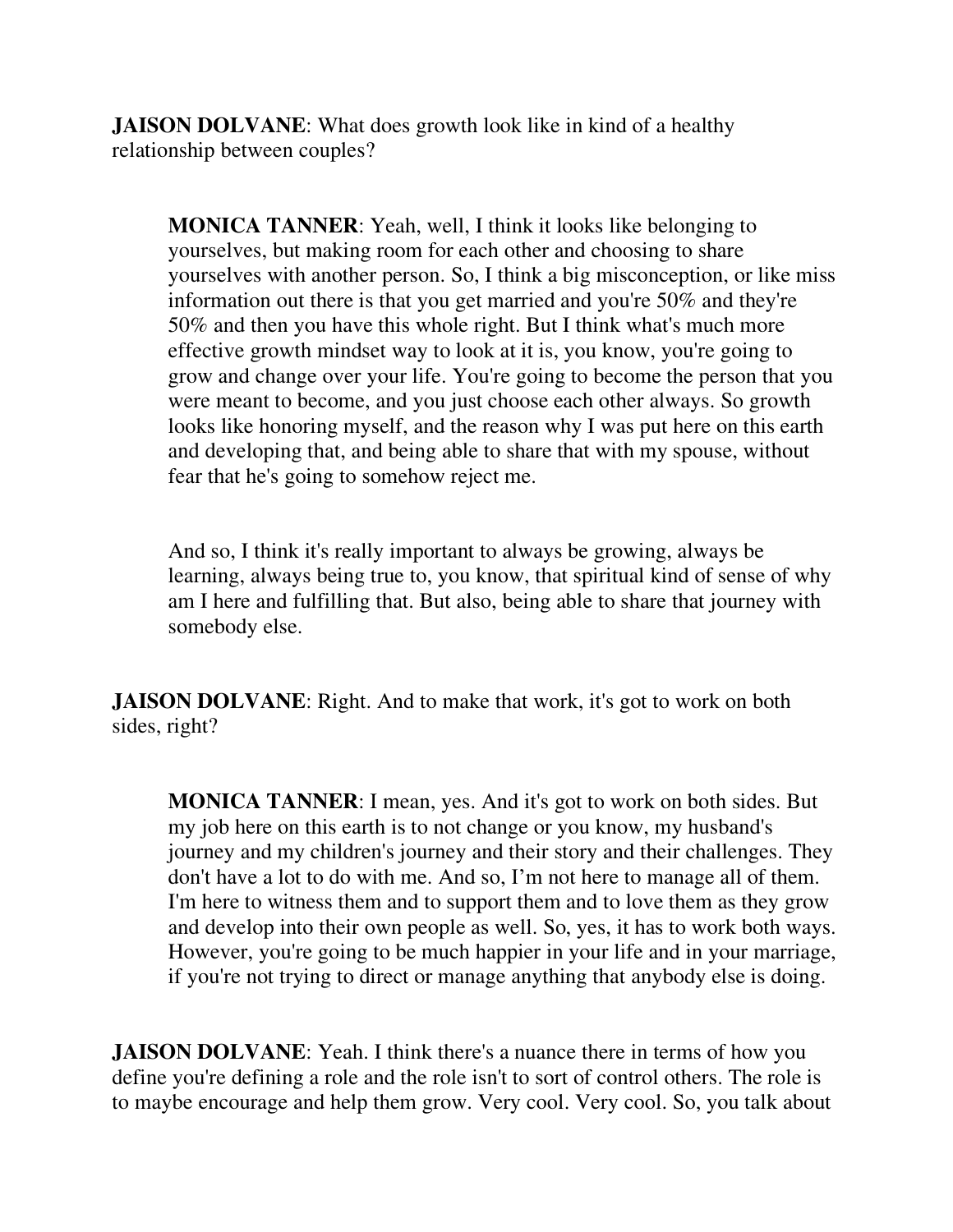**JAISON DOLVANE**: What does growth look like in kind of a healthy relationship between couples?

**MONICA TANNER**: Yeah, well, I think it looks like belonging to yourselves, but making room for each other and choosing to share yourselves with another person. So, I think a big misconception, or like miss information out there is that you get married and you're 50% and they're 50% and then you have this whole right. But I think what's much more effective growth mindset way to look at it is, you know, you're going to grow and change over your life. You're going to become the person that you were meant to become, and you just choose each other always. So growth looks like honoring myself, and the reason why I was put here on this earth and developing that, and being able to share that with my spouse, without fear that he's going to somehow reject me.

And so, I think it's really important to always be growing, always be learning, always being true to, you know, that spiritual kind of sense of why am I here and fulfilling that. But also, being able to share that journey with somebody else.

**JAISON DOLVANE**: Right. And to make that work, it's got to work on both sides, right?

**MONICA TANNER**: I mean, yes. And it's got to work on both sides. But my job here on this earth is to not change or you know, my husband's journey and my children's journey and their story and their challenges. They don't have a lot to do with me. And so, I'm not here to manage all of them. I'm here to witness them and to support them and to love them as they grow and develop into their own people as well. So, yes, it has to work both ways. However, you're going to be much happier in your life and in your marriage, if you're not trying to direct or manage anything that anybody else is doing.

**JAISON DOLVANE**: Yeah. I think there's a nuance there in terms of how you define you're defining a role and the role isn't to sort of control others. The role is to maybe encourage and help them grow. Very cool. Very cool. So, you talk about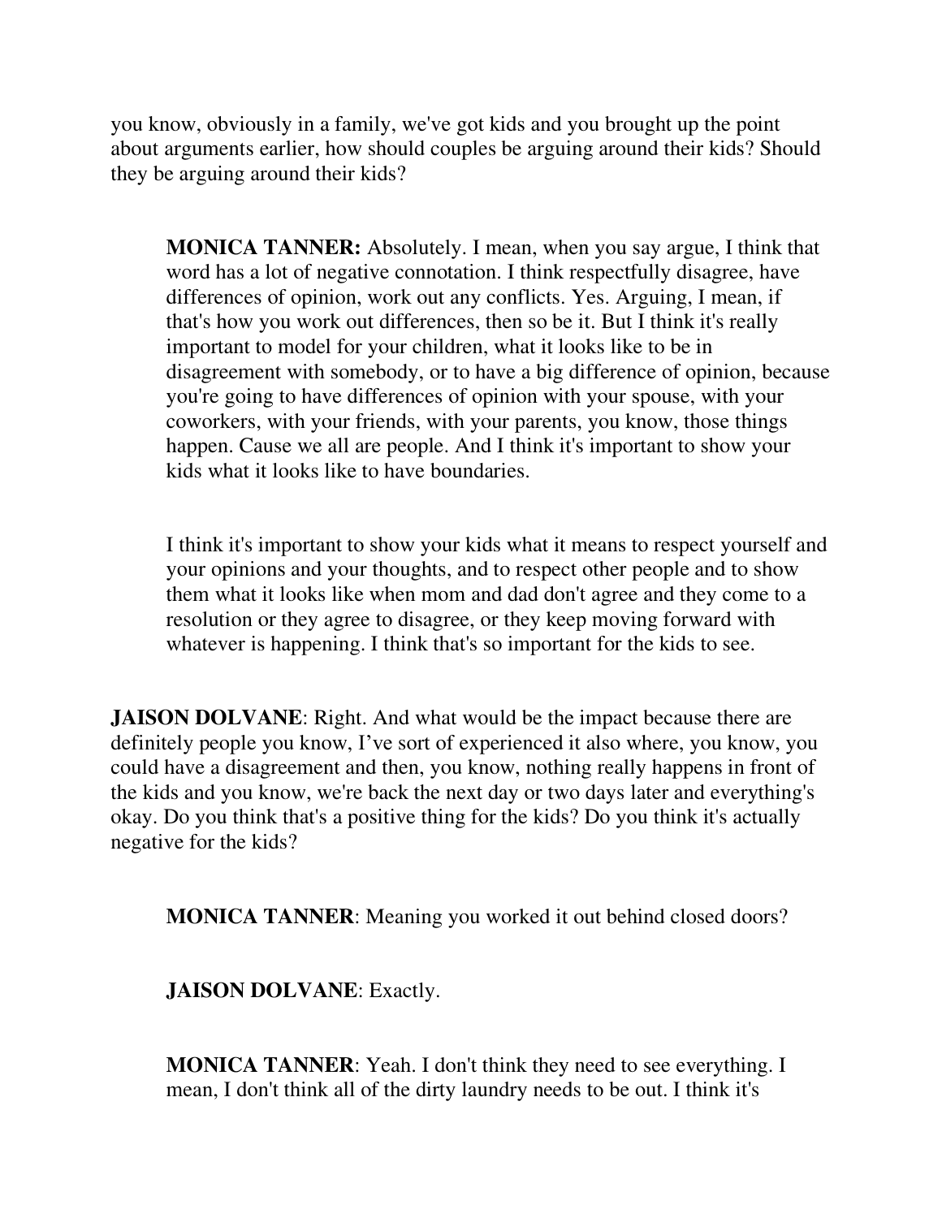you know, obviously in a family, we've got kids and you brought up the point about arguments earlier, how should couples be arguing around their kids? Should they be arguing around their kids?

> **MONICA TANNER:** Absolutely. I mean, when you say argue, I think that word has a lot of negative connotation. I think respectfully disagree, have differences of opinion, work out any conflicts. Yes. Arguing, I mean, if that's how you work out differences, then so be it. But I think it's really important to model for your children, what it looks like to be in disagreement with somebody, or to have a big difference of opinion, because you're going to have differences of opinion with your spouse, with your coworkers, with your friends, with your parents, you know, those things happen. Cause we all are people. And I think it's important to show your kids what it looks like to have boundaries.
>
> I think it's important to show your kids what it means to respect yourself and your opinions and your thoughts, and to respect other people and to show them what it looks like when mom and dad don't agree and they come to a resolution or they agree to disagree, or they keep moving forward with whatever is happening. I think that's so important for the kids to see.

**JAISON DOLVANE**: Right. And what would be the impact because there are definitely people you know, I've sort of experienced it also where, you know, you could have a disagreement and then, you know, nothing really happens in front of the kids and you know, we're back the next day or two days later and everything's okay. Do you think that's a positive thing for the kids? Do you think it's actually negative for the kids?

> **MONICA TANNER**: Meaning you worked it out behind closed doors?
>
> **JAISON DOLVANE**: Exactly.
>
> **MONICA TANNER**: Yeah. I don't think they need to see everything. I mean, I don't think all of the dirty laundry needs to be out. I think it's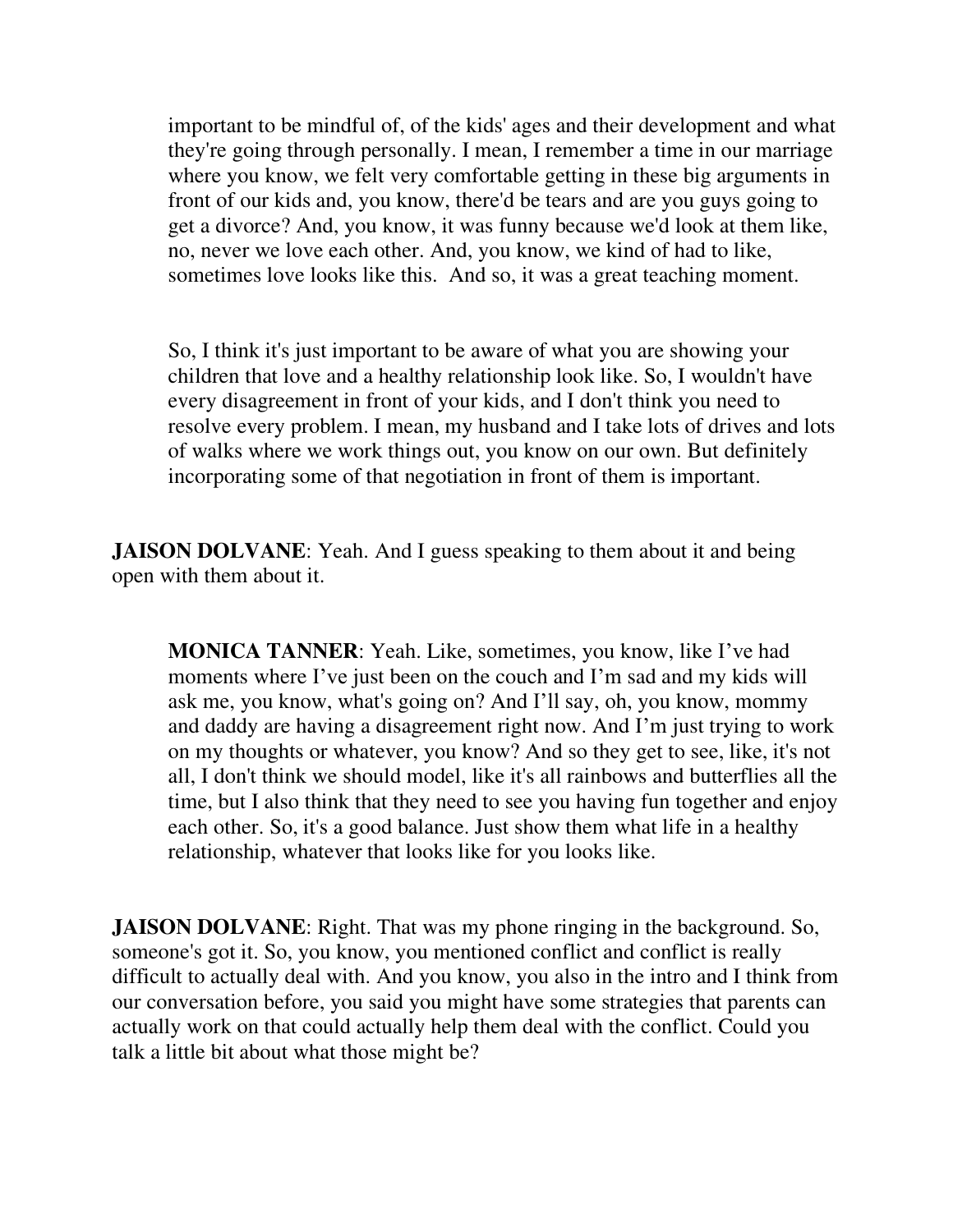important to be mindful of, of the kids' ages and their development and what they're going through personally. I mean, I remember a time in our marriage where you know, we felt very comfortable getting in these big arguments in front of our kids and, you know, there'd be tears and are you guys going to get a divorce? And, you know, it was funny because we'd look at them like, no, never we love each other. And, you know, we kind of had to like, sometimes love looks like this. And so, it was a great teaching moment.

So, I think it's just important to be aware of what you are showing your children that love and a healthy relationship look like. So, I wouldn't have every disagreement in front of your kids, and I don't think you need to resolve every problem. I mean, my husband and I take lots of drives and lots of walks where we work things out, you know on our own. But definitely incorporating some of that negotiation in front of them is important.

**JAISON DOLVANE**: Yeah. And I guess speaking to them about it and being open with them about it.

**MONICA TANNER**: Yeah. Like, sometimes, you know, like I've had moments where I've just been on the couch and I'm sad and my kids will ask me, you know, what's going on? And I'll say, oh, you know, mommy and daddy are having a disagreement right now. And I'm just trying to work on my thoughts or whatever, you know? And so they get to see, like, it's not all, I don't think we should model, like it's all rainbows and butterflies all the time, but I also think that they need to see you having fun together and enjoy each other. So, it's a good balance. Just show them what life in a healthy relationship, whatever that looks like for you looks like.

**JAISON DOLVANE**: Right. That was my phone ringing in the background. So, someone's got it. So, you know, you mentioned conflict and conflict is really difficult to actually deal with. And you know, you also in the intro and I think from our conversation before, you said you might have some strategies that parents can actually work on that could actually help them deal with the conflict. Could you talk a little bit about what those might be?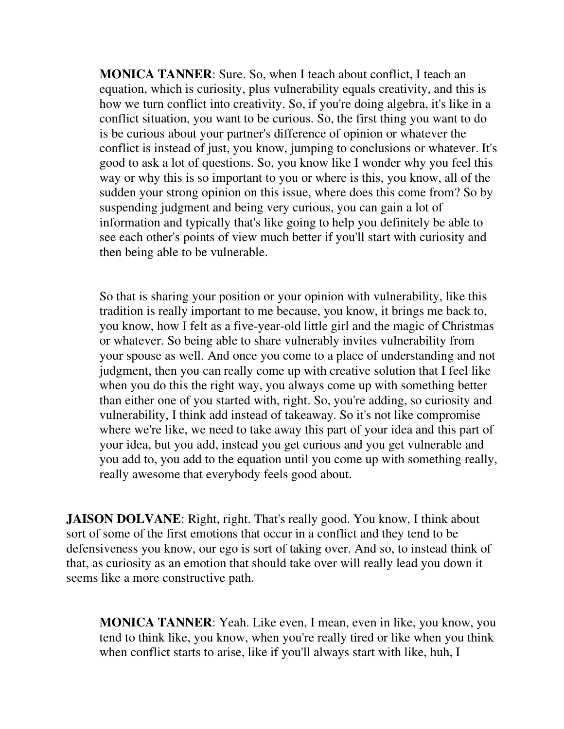**MONICA TANNER**: Sure. So, when I teach about conflict, I teach an equation, which is curiosity, plus vulnerability equals creativity, and this is how we turn conflict into creativity. So, if you're doing algebra, it's like in a conflict situation, you want to be curious. So, the first thing you want to do is be curious about your partner's difference of opinion or whatever the conflict is instead of just, you know, jumping to conclusions or whatever. It's good to ask a lot of questions. So, you know like I wonder why you feel this way or why this is so important to you or where is this, you know, all of the sudden your strong opinion on this issue, where does this come from? So by suspending judgment and being very curious, you can gain a lot of information and typically that's like going to help you definitely be able to see each other's points of view much better if you'll start with curiosity and then being able to be vulnerable.

So that is sharing your position or your opinion with vulnerability, like this tradition is really important to me because, you know, it brings me back to, you know, how I felt as a five-year-old little girl and the magic of Christmas or whatever. So being able to share vulnerably invites vulnerability from your spouse as well. And once you come to a place of understanding and not judgment, then you can really come up with creative solution that I feel like when you do this the right way, you always come up with something better than either one of you started with, right. So, you're adding, so curiosity and vulnerability, I think add instead of takeaway. So it's not like compromise where we're like, we need to take away this part of your idea and this part of your idea, but you add, instead you get curious and you get vulnerable and you add to, you add to the equation until you come up with something really, really awesome that everybody feels good about.

**JAISON DOLVANE**: Right, right. That's really good. You know, I think about sort of some of the first emotions that occur in a conflict and they tend to be defensiveness you know, our ego is sort of taking over. And so, to instead think of that, as curiosity as an emotion that should take over will really lead you down it seems like a more constructive path.

**MONICA TANNER**: Yeah. Like even, I mean, even in like, you know, you tend to think like, you know, when you're really tired or like when you think when conflict starts to arise, like if you'll always start with like, huh, I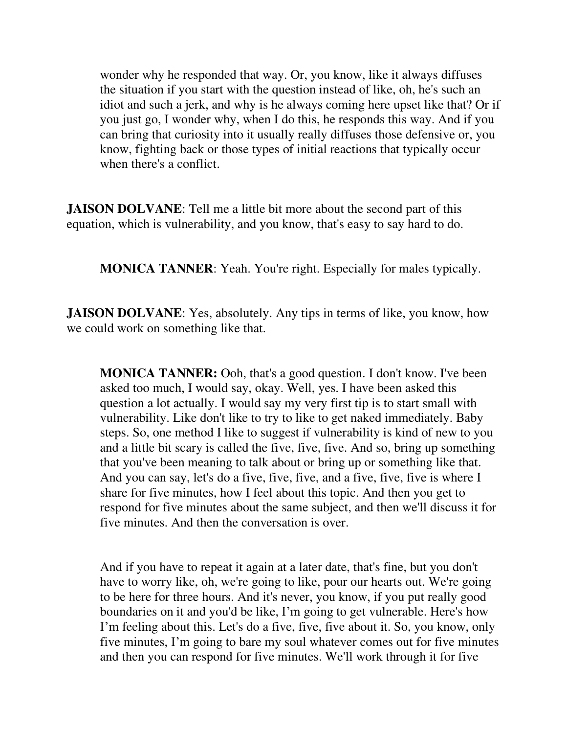wonder why he responded that way. Or, you know, like it always diffuses the situation if you start with the question instead of like, oh, he's such an idiot and such a jerk, and why is he always coming here upset like that? Or if you just go, I wonder why, when I do this, he responds this way. And if you can bring that curiosity into it usually really diffuses those defensive or, you know, fighting back or those types of initial reactions that typically occur when there's a conflict.

**JAISON DOLVANE**: Tell me a little bit more about the second part of this equation, which is vulnerability, and you know, that's easy to say hard to do.

**MONICA TANNER**: Yeah. You're right. Especially for males typically.

**JAISON DOLVANE**: Yes, absolutely. Any tips in terms of like, you know, how we could work on something like that.

**MONICA TANNER:** Ooh, that's a good question. I don't know. I've been asked too much, I would say, okay. Well, yes. I have been asked this question a lot actually. I would say my very first tip is to start small with vulnerability. Like don't like to try to like to get naked immediately. Baby steps. So, one method I like to suggest if vulnerability is kind of new to you and a little bit scary is called the five, five, five. And so, bring up something that you've been meaning to talk about or bring up or something like that. And you can say, let's do a five, five, five, and a five, five, five is where I share for five minutes, how I feel about this topic. And then you get to respond for five minutes about the same subject, and then we'll discuss it for five minutes. And then the conversation is over.

And if you have to repeat it again at a later date, that's fine, but you don't have to worry like, oh, we're going to like, pour our hearts out. We're going to be here for three hours. And it's never, you know, if you put really good boundaries on it and you'd be like, I'm going to get vulnerable. Here's how I'm feeling about this. Let's do a five, five, five about it. So, you know, only five minutes, I'm going to bare my soul whatever comes out for five minutes and then you can respond for five minutes. We'll work through it for five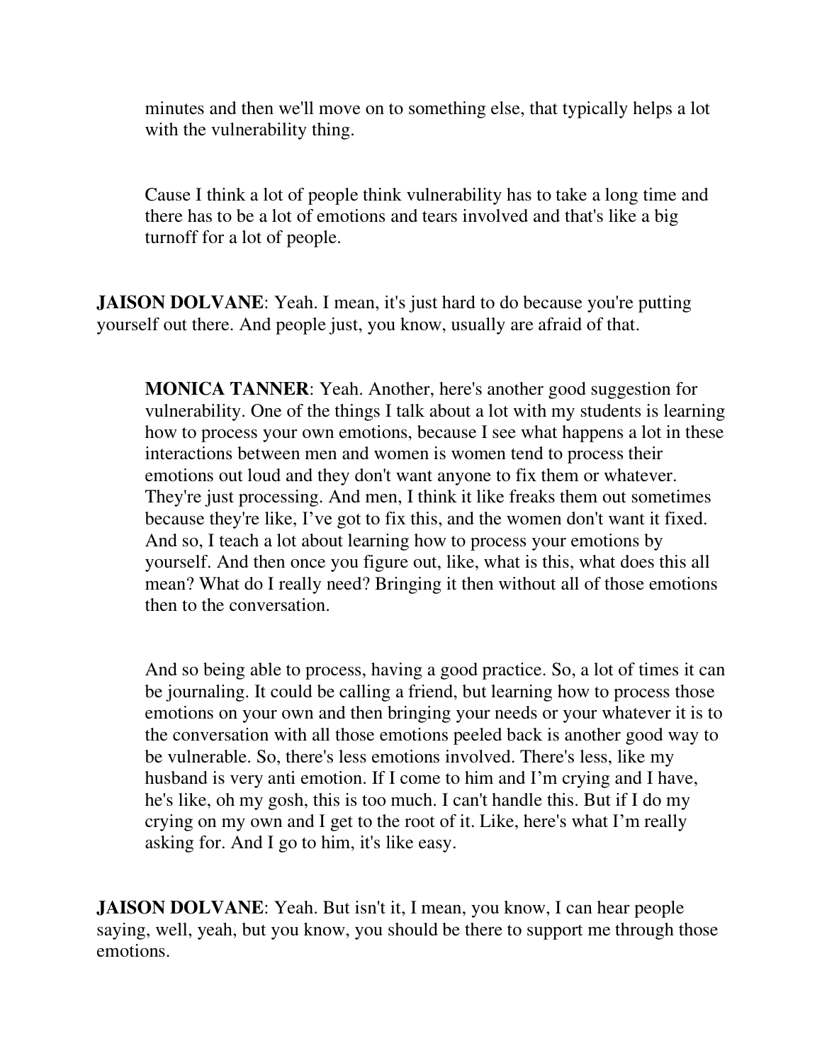minutes and then we'll move on to something else, that typically helps a lot with the vulnerability thing.

Cause I think a lot of people think vulnerability has to take a long time and there has to be a lot of emotions and tears involved and that's like a big turnoff for a lot of people.

**JAISON DOLVANE**: Yeah. I mean, it's just hard to do because you're putting yourself out there. And people just, you know, usually are afraid of that.

**MONICA TANNER**: Yeah. Another, here's another good suggestion for vulnerability. One of the things I talk about a lot with my students is learning how to process your own emotions, because I see what happens a lot in these interactions between men and women is women tend to process their emotions out loud and they don't want anyone to fix them or whatever. They're just processing. And men, I think it like freaks them out sometimes because they're like, I've got to fix this, and the women don't want it fixed. And so, I teach a lot about learning how to process your emotions by yourself. And then once you figure out, like, what is this, what does this all mean? What do I really need? Bringing it then without all of those emotions then to the conversation.

And so being able to process, having a good practice. So, a lot of times it can be journaling. It could be calling a friend, but learning how to process those emotions on your own and then bringing your needs or your whatever it is to the conversation with all those emotions peeled back is another good way to be vulnerable. So, there's less emotions involved. There's less, like my husband is very anti emotion. If I come to him and I'm crying and I have, he's like, oh my gosh, this is too much. I can't handle this. But if I do my crying on my own and I get to the root of it. Like, here's what I'm really asking for. And I go to him, it's like easy.

**JAISON DOLVANE**: Yeah. But isn't it, I mean, you know, I can hear people saying, well, yeah, but you know, you should be there to support me through those emotions.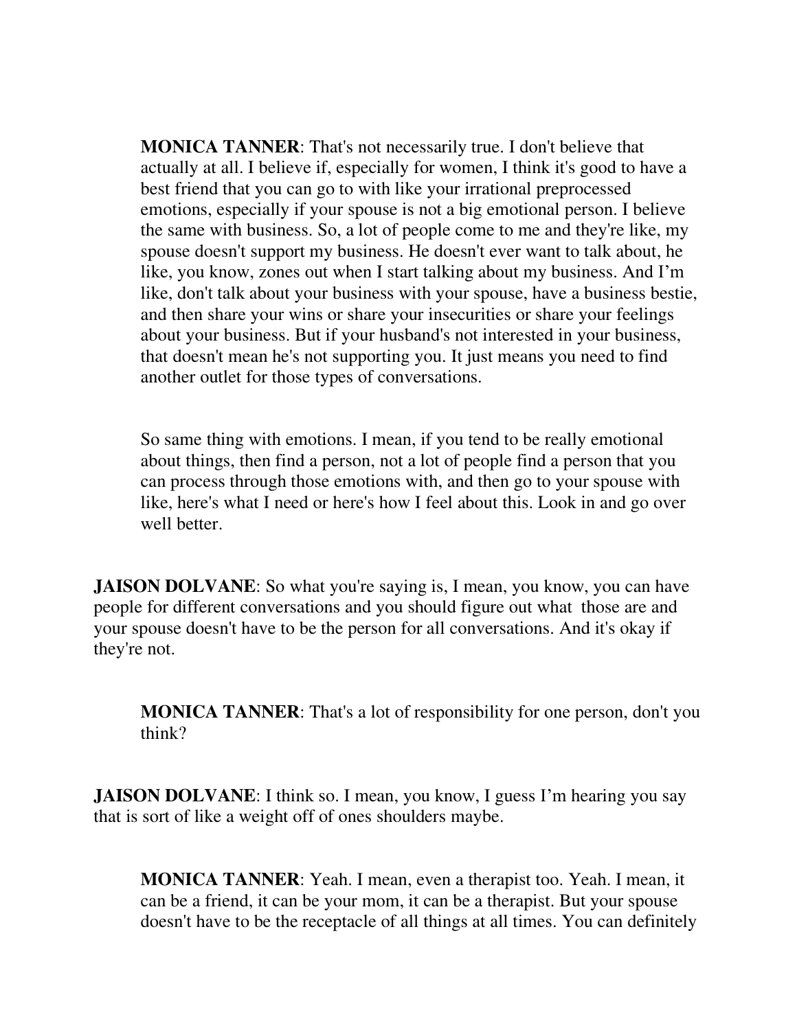**MONICA TANNER**: That's not necessarily true. I don't believe that actually at all. I believe if, especially for women, I think it's good to have a best friend that you can go to with like your irrational preprocessed emotions, especially if your spouse is not a big emotional person. I believe the same with business. So, a lot of people come to me and they're like, my spouse doesn't support my business. He doesn't ever want to talk about, he like, you know, zones out when I start talking about my business. And I'm like, don't talk about your business with your spouse, have a business bestie, and then share your wins or share your insecurities or share your feelings about your business. But if your husband's not interested in your business, that doesn't mean he's not supporting you. It just means you need to find another outlet for those types of conversations.

So same thing with emotions. I mean, if you tend to be really emotional about things, then find a person, not a lot of people find a person that you can process through those emotions with, and then go to your spouse with like, here's what I need or here's how I feel about this. Look in and go over well better.

**JAISON DOLVANE**: So what you're saying is, I mean, you know, you can have people for different conversations and you should figure out what those are and your spouse doesn't have to be the person for all conversations. And it's okay if they're not.

**MONICA TANNER**: That's a lot of responsibility for one person, don't you think?

**JAISON DOLVANE**: I think so. I mean, you know, I guess I'm hearing you say that is sort of like a weight off of ones shoulders maybe.

**MONICA TANNER**: Yeah. I mean, even a therapist too. Yeah. I mean, it can be a friend, it can be your mom, it can be a therapist. But your spouse doesn't have to be the receptacle of all things at all times. You can definitely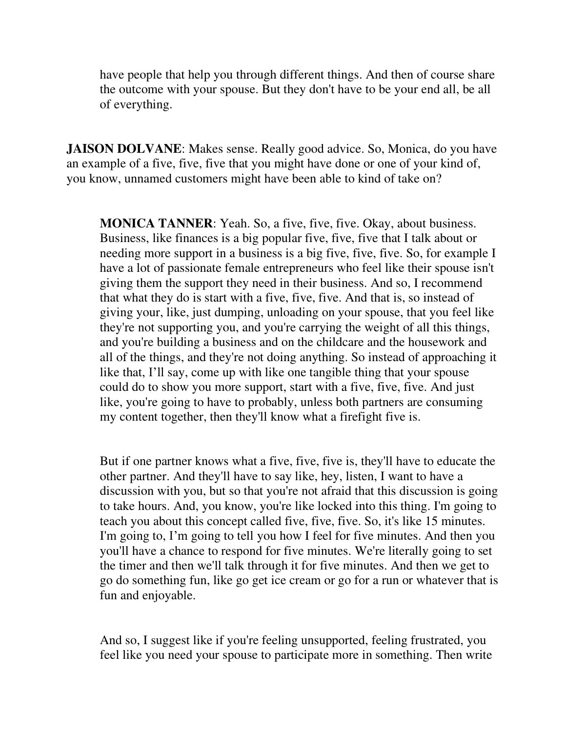have people that help you through different things. And then of course share the outcome with your spouse. But they don't have to be your end all, be all of everything.

**JAISON DOLVANE**: Makes sense. Really good advice. So, Monica, do you have an example of a five, five, five that you might have done or one of your kind of, you know, unnamed customers might have been able to kind of take on?

**MONICA TANNER**: Yeah. So, a five, five, five. Okay, about business. Business, like finances is a big popular five, five, five that I talk about or needing more support in a business is a big five, five, five. So, for example I have a lot of passionate female entrepreneurs who feel like their spouse isn't giving them the support they need in their business. And so, I recommend that what they do is start with a five, five, five. And that is, so instead of giving your, like, just dumping, unloading on your spouse, that you feel like they're not supporting you, and you're carrying the weight of all this things, and you're building a business and on the childcare and the housework and all of the things, and they're not doing anything. So instead of approaching it like that, I'll say, come up with like one tangible thing that your spouse could do to show you more support, start with a five, five, five. And just like, you're going to have to probably, unless both partners are consuming my content together, then they'll know what a firefight five is.

But if one partner knows what a five, five, five is, they'll have to educate the other partner. And they'll have to say like, hey, listen, I want to have a discussion with you, but so that you're not afraid that this discussion is going to take hours. And, you know, you're like locked into this thing. I'm going to teach you about this concept called five, five, five. So, it's like 15 minutes. I'm going to, I'm going to tell you how I feel for five minutes. And then you you'll have a chance to respond for five minutes. We're literally going to set the timer and then we'll talk through it for five minutes. And then we get to go do something fun, like go get ice cream or go for a run or whatever that is fun and enjoyable.

And so, I suggest like if you're feeling unsupported, feeling frustrated, you feel like you need your spouse to participate more in something. Then write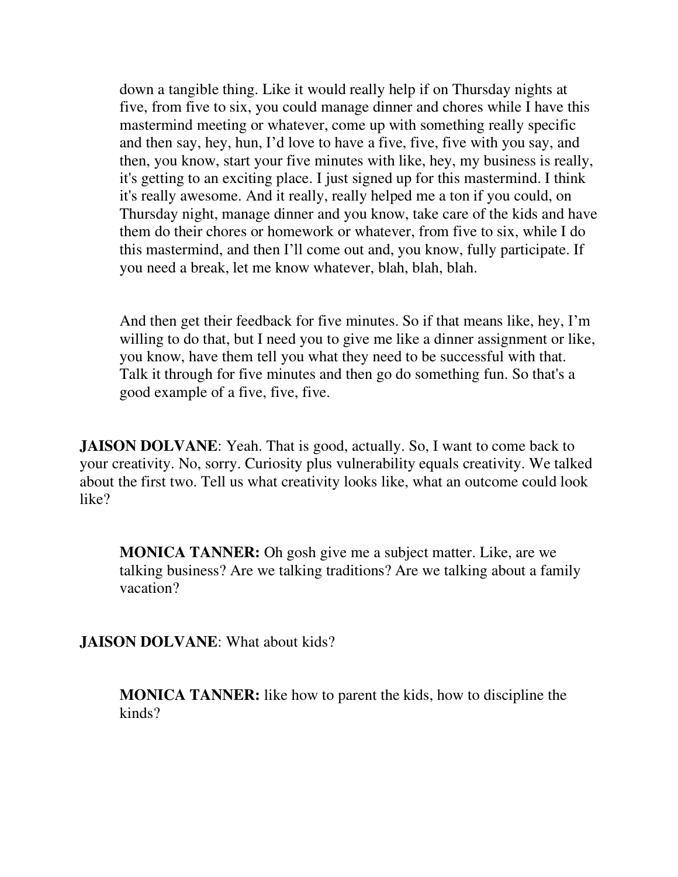down a tangible thing. Like it would really help if on Thursday nights at five, from five to six, you could manage dinner and chores while I have this mastermind meeting or whatever, come up with something really specific and then say, hey, hun, I'd love to have a five, five, five with you say, and then, you know, start your five minutes with like, hey, my business is really, it's getting to an exciting place. I just signed up for this mastermind. I think it's really awesome. And it really, really helped me a ton if you could, on Thursday night, manage dinner and you know, take care of the kids and have them do their chores or homework or whatever, from five to six, while I do this mastermind, and then I'll come out and, you know, fully participate. If you need a break, let me know whatever, blah, blah, blah.

And then get their feedback for five minutes. So if that means like, hey, I'm willing to do that, but I need you to give me like a dinner assignment or like, you know, have them tell you what they need to be successful with that. Talk it through for five minutes and then go do something fun. So that's a good example of a five, five, five.

**JAISON DOLVANE**: Yeah. That is good, actually. So, I want to come back to your creativity. No, sorry. Curiosity plus vulnerability equals creativity. We talked about the first two. Tell us what creativity looks like, what an outcome could look like?

**MONICA TANNER:** Oh gosh give me a subject matter. Like, are we talking business? Are we talking traditions? Are we talking about a family vacation?

**JAISON DOLVANE**: What about kids?

**MONICA TANNER:** like how to parent the kids, how to discipline the kinds?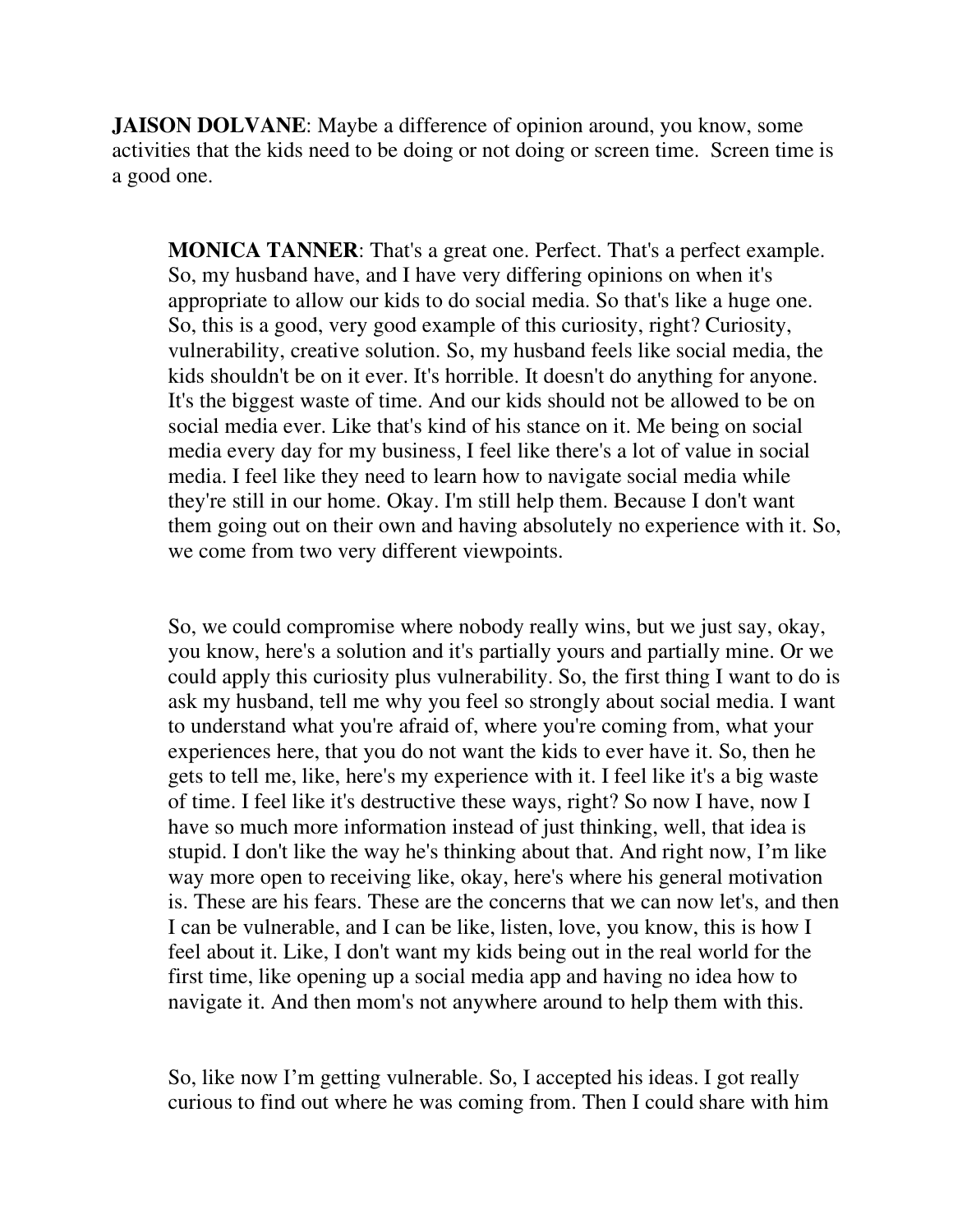**JAISON DOLVANE**: Maybe a difference of opinion around, you know, some activities that the kids need to be doing or not doing or screen time. Screen time is a good one.

**MONICA TANNER**: That's a great one. Perfect. That's a perfect example. So, my husband have, and I have very differing opinions on when it's appropriate to allow our kids to do social media. So that's like a huge one. So, this is a good, very good example of this curiosity, right? Curiosity, vulnerability, creative solution. So, my husband feels like social media, the kids shouldn't be on it ever. It's horrible. It doesn't do anything for anyone. It's the biggest waste of time. And our kids should not be allowed to be on social media ever. Like that's kind of his stance on it. Me being on social media every day for my business, I feel like there's a lot of value in social media. I feel like they need to learn how to navigate social media while they're still in our home. Okay. I'm still help them. Because I don't want them going out on their own and having absolutely no experience with it. So, we come from two very different viewpoints.

So, we could compromise where nobody really wins, but we just say, okay, you know, here's a solution and it's partially yours and partially mine. Or we could apply this curiosity plus vulnerability. So, the first thing I want to do is ask my husband, tell me why you feel so strongly about social media. I want to understand what you're afraid of, where you're coming from, what your experiences here, that you do not want the kids to ever have it. So, then he gets to tell me, like, here's my experience with it. I feel like it's a big waste of time. I feel like it's destructive these ways, right? So now I have, now I have so much more information instead of just thinking, well, that idea is stupid. I don't like the way he's thinking about that. And right now, I'm like way more open to receiving like, okay, here's where his general motivation is. These are his fears. These are the concerns that we can now let's, and then I can be vulnerable, and I can be like, listen, love, you know, this is how I feel about it. Like, I don't want my kids being out in the real world for the first time, like opening up a social media app and having no idea how to navigate it. And then mom's not anywhere around to help them with this.

So, like now I'm getting vulnerable. So, I accepted his ideas. I got really curious to find out where he was coming from. Then I could share with him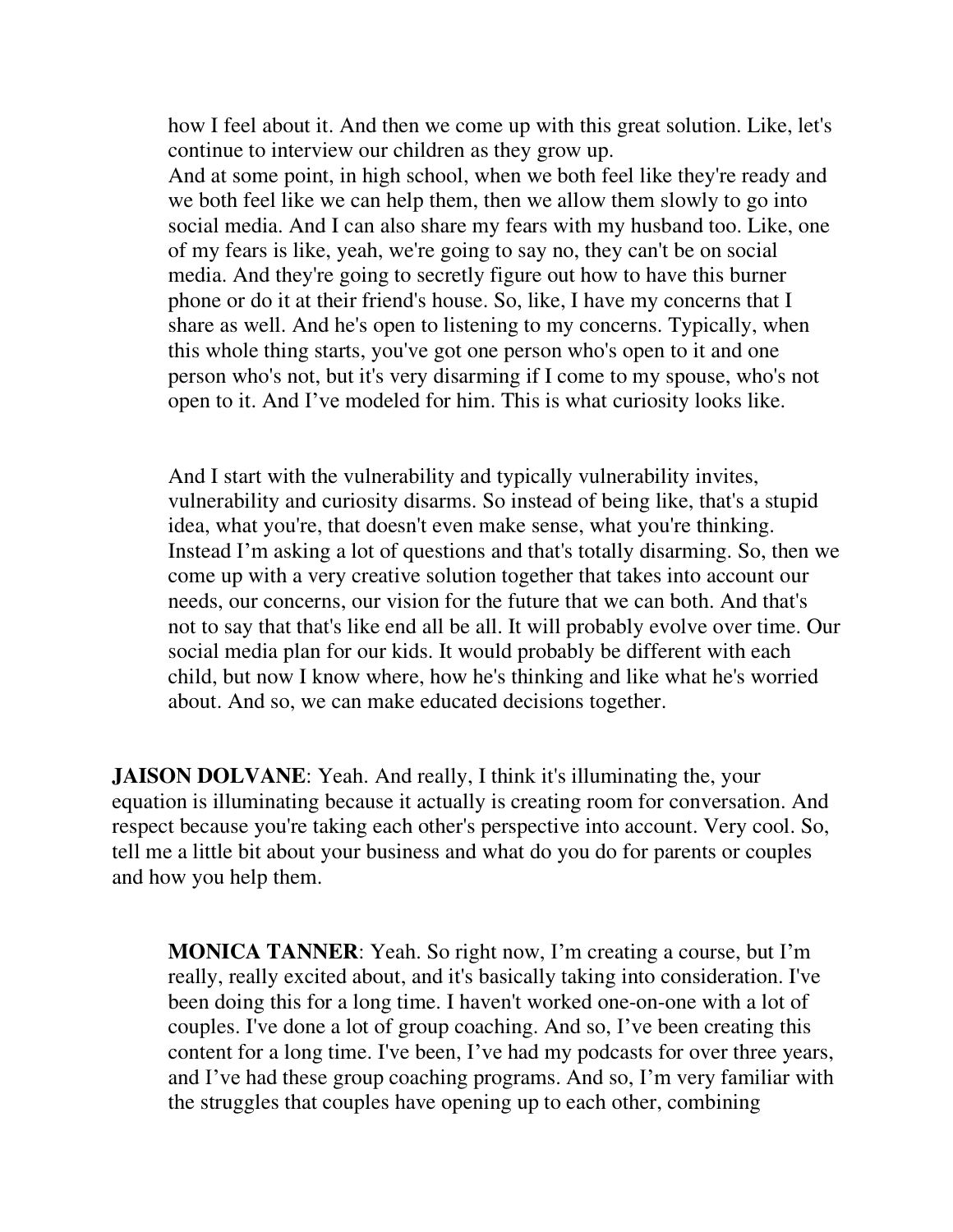how I feel about it. And then we come up with this great solution. Like, let's continue to interview our children as they grow up.
And at some point, in high school, when we both feel like they're ready and we both feel like we can help them, then we allow them slowly to go into social media. And I can also share my fears with my husband too. Like, one of my fears is like, yeah, we're going to say no, they can't be on social media. And they're going to secretly figure out how to have this burner phone or do it at their friend's house. So, like, I have my concerns that I share as well. And he's open to listening to my concerns. Typically, when this whole thing starts, you've got one person who's open to it and one person who's not, but it's very disarming if I come to my spouse, who's not open to it. And I've modeled for him. This is what curiosity looks like.

And I start with the vulnerability and typically vulnerability invites, vulnerability and curiosity disarms. So instead of being like, that's a stupid idea, what you're, that doesn't even make sense, what you're thinking. Instead I'm asking a lot of questions and that's totally disarming. So, then we come up with a very creative solution together that takes into account our needs, our concerns, our vision for the future that we can both. And that's not to say that that's like end all be all. It will probably evolve over time. Our social media plan for our kids. It would probably be different with each child, but now I know where, how he's thinking and like what he's worried about. And so, we can make educated decisions together.

**JAISON DOLVANE**: Yeah. And really, I think it's illuminating the, your equation is illuminating because it actually is creating room for conversation. And respect because you're taking each other's perspective into account. Very cool. So, tell me a little bit about your business and what do you do for parents or couples and how you help them.

**MONICA TANNER**: Yeah. So right now, I'm creating a course, but I'm really, really excited about, and it's basically taking into consideration. I've been doing this for a long time. I haven't worked one-on-one with a lot of couples. I've done a lot of group coaching. And so, I've been creating this content for a long time. I've been, I've had my podcasts for over three years, and I've had these group coaching programs. And so, I'm very familiar with the struggles that couples have opening up to each other, combining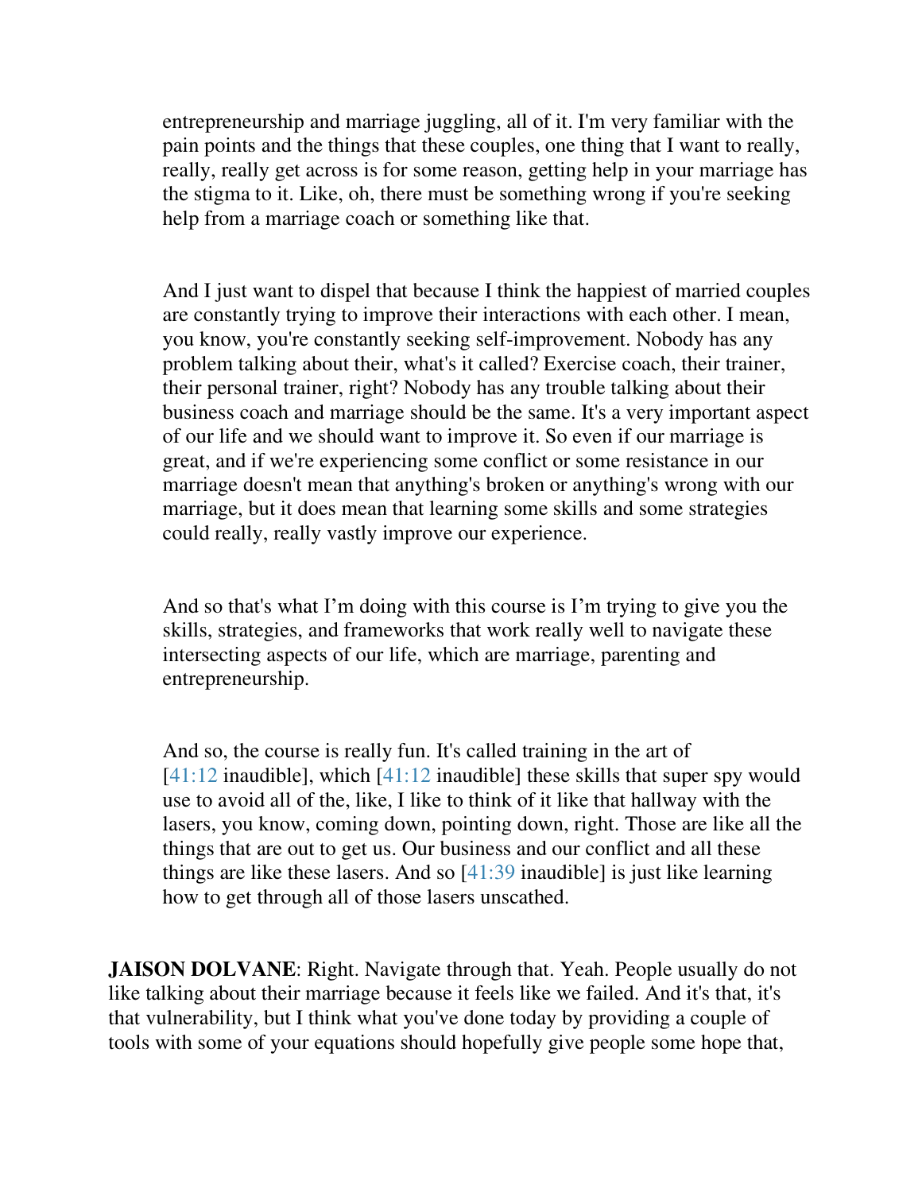entrepreneurship and marriage juggling, all of it. I'm very familiar with the pain points and the things that these couples, one thing that I want to really, really, really get across is for some reason, getting help in your marriage has the stigma to it. Like, oh, there must be something wrong if you're seeking help from a marriage coach or something like that.

And I just want to dispel that because I think the happiest of married couples are constantly trying to improve their interactions with each other. I mean, you know, you're constantly seeking self-improvement. Nobody has any problem talking about their, what's it called? Exercise coach, their trainer, their personal trainer, right? Nobody has any trouble talking about their business coach and marriage should be the same. It's a very important aspect of our life and we should want to improve it. So even if our marriage is great, and if we're experiencing some conflict or some resistance in our marriage doesn't mean that anything's broken or anything's wrong with our marriage, but it does mean that learning some skills and some strategies could really, really vastly improve our experience.

And so that's what I'm doing with this course is I'm trying to give you the skills, strategies, and frameworks that work really well to navigate these intersecting aspects of our life, which are marriage, parenting and entrepreneurship.

And so, the course is really fun. It's called training in the art of [41:12 inaudible], which [41:12 inaudible] these skills that super spy would use to avoid all of the, like, I like to think of it like that hallway with the lasers, you know, coming down, pointing down, right. Those are like all the things that are out to get us. Our business and our conflict and all these things are like these lasers. And so [41:39 inaudible] is just like learning how to get through all of those lasers unscathed.

**JAISON DOLVANE**: Right. Navigate through that. Yeah. People usually do not like talking about their marriage because it feels like we failed. And it's that, it's that vulnerability, but I think what you've done today by providing a couple of tools with some of your equations should hopefully give people some hope that,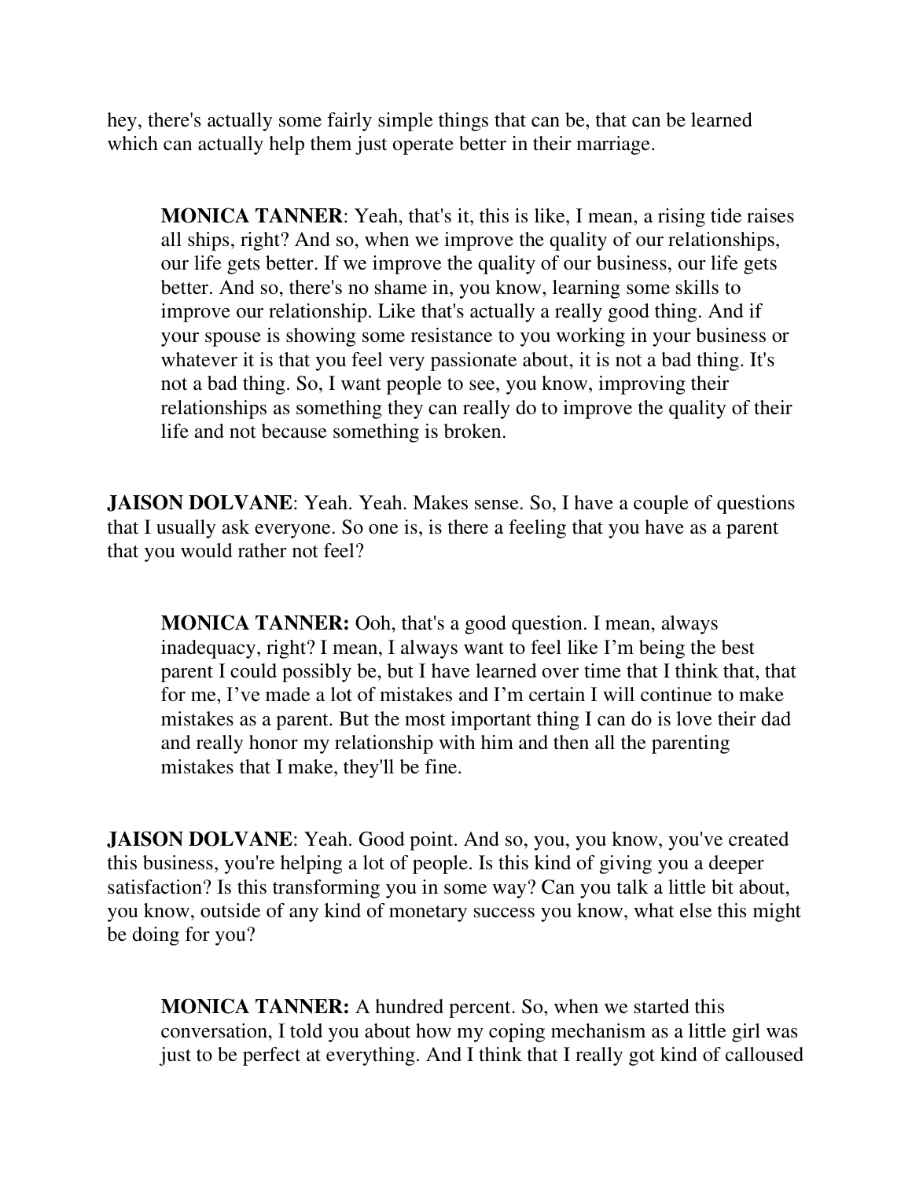hey, there's actually some fairly simple things that can be, that can be learned which can actually help them just operate better in their marriage.

> **MONICA TANNER**: Yeah, that's it, this is like, I mean, a rising tide raises all ships, right? And so, when we improve the quality of our relationships, our life gets better. If we improve the quality of our business, our life gets better. And so, there's no shame in, you know, learning some skills to improve our relationship. Like that's actually a really good thing. And if your spouse is showing some resistance to you working in your business or whatever it is that you feel very passionate about, it is not a bad thing. It's not a bad thing. So, I want people to see, you know, improving their relationships as something they can really do to improve the quality of their life and not because something is broken.

**JAISON DOLVANE**: Yeah. Yeah. Makes sense. So, I have a couple of questions that I usually ask everyone. So one is, is there a feeling that you have as a parent that you would rather not feel?

> **MONICA TANNER:** Ooh, that's a good question. I mean, always inadequacy, right? I mean, I always want to feel like I'm being the best parent I could possibly be, but I have learned over time that I think that, that for me, I've made a lot of mistakes and I'm certain I will continue to make mistakes as a parent. But the most important thing I can do is love their dad and really honor my relationship with him and then all the parenting mistakes that I make, they'll be fine.

**JAISON DOLVANE**: Yeah. Good point. And so, you, you know, you've created this business, you're helping a lot of people. Is this kind of giving you a deeper satisfaction? Is this transforming you in some way? Can you talk a little bit about, you know, outside of any kind of monetary success you know, what else this might be doing for you?

> **MONICA TANNER:** A hundred percent. So, when we started this conversation, I told you about how my coping mechanism as a little girl was just to be perfect at everything. And I think that I really got kind of calloused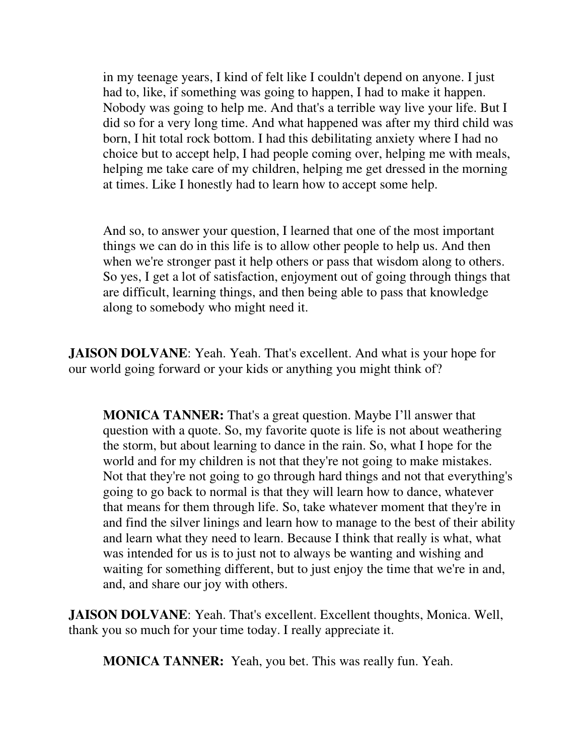in my teenage years, I kind of felt like I couldn't depend on anyone. I just had to, like, if something was going to happen, I had to make it happen. Nobody was going to help me. And that's a terrible way live your life. But I did so for a very long time. And what happened was after my third child was born, I hit total rock bottom. I had this debilitating anxiety where I had no choice but to accept help, I had people coming over, helping me with meals, helping me take care of my children, helping me get dressed in the morning at times. Like I honestly had to learn how to accept some help.

And so, to answer your question, I learned that one of the most important things we can do in this life is to allow other people to help us. And then when we're stronger past it help others or pass that wisdom along to others. So yes, I get a lot of satisfaction, enjoyment out of going through things that are difficult, learning things, and then being able to pass that knowledge along to somebody who might need it.

**JAISON DOLVANE**: Yeah. Yeah. That's excellent. And what is your hope for our world going forward or your kids or anything you might think of?

**MONICA TANNER:** That's a great question. Maybe I'll answer that question with a quote. So, my favorite quote is life is not about weathering the storm, but about learning to dance in the rain. So, what I hope for the world and for my children is not that they're not going to make mistakes. Not that they're not going to go through hard things and not that everything's going to go back to normal is that they will learn how to dance, whatever that means for them through life. So, take whatever moment that they're in and find the silver linings and learn how to manage to the best of their ability and learn what they need to learn. Because I think that really is what, what was intended for us is to just not to always be wanting and wishing and waiting for something different, but to just enjoy the time that we're in and, and, and share our joy with others.

**JAISON DOLVANE**: Yeah. That's excellent. Excellent thoughts, Monica. Well, thank you so much for your time today. I really appreciate it.

**MONICA TANNER:** Yeah, you bet. This was really fun. Yeah.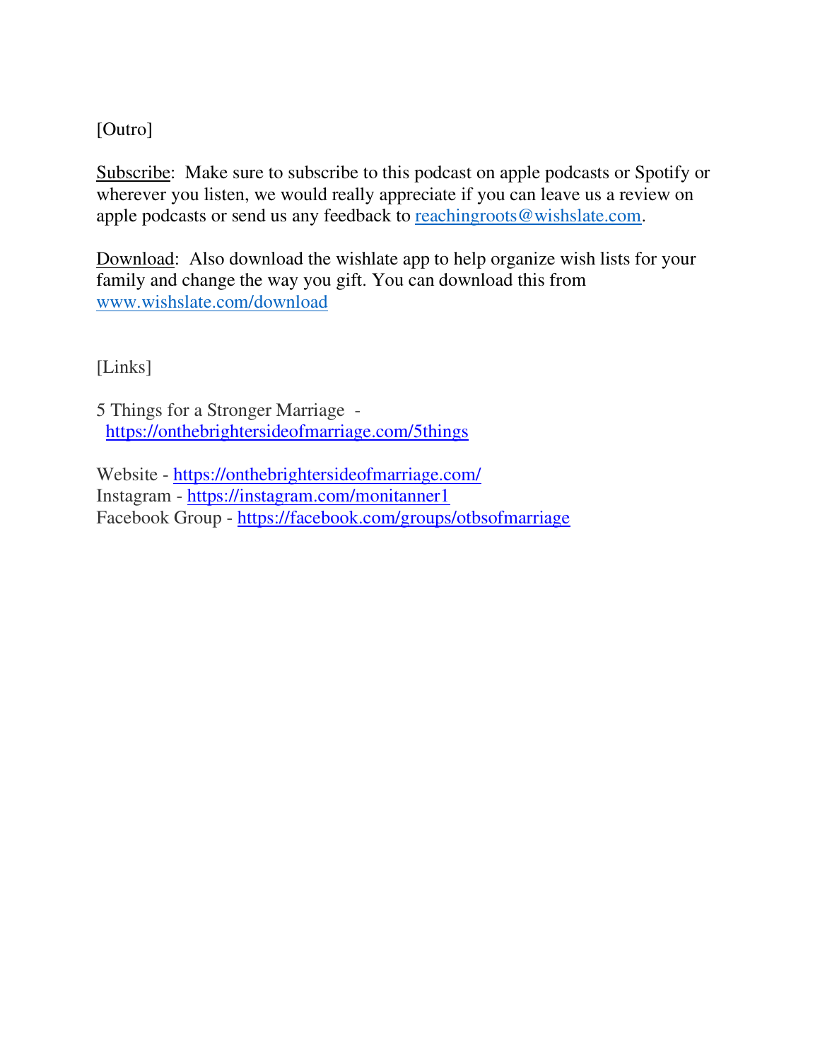[Outro]

Subscribe: Make sure to subscribe to this podcast on apple podcasts or Spotify or wherever you listen, we would really appreciate if you can leave us a review on apple podcasts or send us any feedback to reachingroots@wishslate.com.

Download: Also download the wishlate app to help organize wish lists for your family and change the way you gift. You can download this from www.wishslate.com/download

[Links]

5 Things for a Stronger Marriage - https://onthebrightersideofmarriage.com/5things

Website - https://onthebrightersideofmarriage.com/
Instagram - https://instagram.com/monitanner1
Facebook Group - https://facebook.com/groups/otbsofmarriage